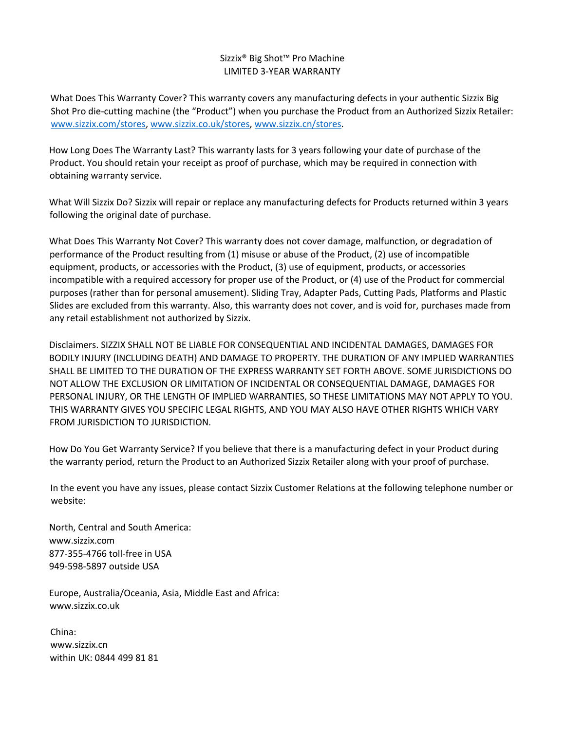# Sizzix® Big Shot™ Pro Machine
## LIMITED 3-YEAR WARRANTY

What Does This Warranty Cover? This warranty covers any manufacturing defects in your authentic Sizzix Big Shot Pro die-cutting machine (the "Product") when you purchase the Product from an Authorized Sizzix Retailer: www.sizzix.com/stores, www.sizzix.co.uk/stores, www.sizzix.cn/stores.

How Long Does The Warranty Last? This warranty lasts for 3 years following your date of purchase of the Product. You should retain your receipt as proof of purchase, which may be required in connection with obtaining warranty service.

What Will Sizzix Do? Sizzix will repair or replace any manufacturing defects for Products returned within 3 years following the original date of purchase.

What Does This Warranty Not Cover? This warranty does not cover damage, malfunction, or degradation of performance of the Product resulting from (1) misuse or abuse of the Product, (2) use of incompatible equipment, products, or accessories with the Product, (3) use of equipment, products, or accessories incompatible with a required accessory for proper use of the Product, or (4) use of the Product for commercial purposes (rather than for personal amusement). Sliding Tray, Adapter Pads, Cutting Pads, Platforms and Plastic Slides are excluded from this warranty. Also, this warranty does not cover, and is void for, purchases made from any retail establishment not authorized by Sizzix.

Disclaimers. SIZZIX SHALL NOT BE LIABLE FOR CONSEQUENTIAL AND INCIDENTAL DAMAGES, DAMAGES FOR BODILY INJURY (INCLUDING DEATH) AND DAMAGE TO PROPERTY. THE DURATION OF ANY IMPLIED WARRANTIES SHALL BE LIMITED TO THE DURATION OF THE EXPRESS WARRANTY SET FORTH ABOVE. SOME JURISDICTIONS DO NOT ALLOW THE EXCLUSION OR LIMITATION OF INCIDENTAL OR CONSEQUENTIAL DAMAGE, DAMAGES FOR PERSONAL INJURY, OR THE LENGTH OF IMPLIED WARRANTIES, SO THESE LIMITATIONS MAY NOT APPLY TO YOU. THIS WARRANTY GIVES YOU SPECIFIC LEGAL RIGHTS, AND YOU MAY ALSO HAVE OTHER RIGHTS WHICH VARY FROM JURISDICTION TO JURISDICTION.

How Do You Get Warranty Service? If you believe that there is a manufacturing defect in your Product during the warranty period, return the Product to an Authorized Sizzix Retailer along with your proof of purchase.

In the event you have any issues, please contact Sizzix Customer Relations at the following telephone number or website:

North, Central and South America:
www.sizzix.com
877-355-4766 toll-free in USA
949-598-5897 outside USA

Europe, Australia/Oceania, Asia, Middle East and Africa:
www.sizzix.co.uk

China:
www.sizzix.cn
within UK: 0844 499 81 81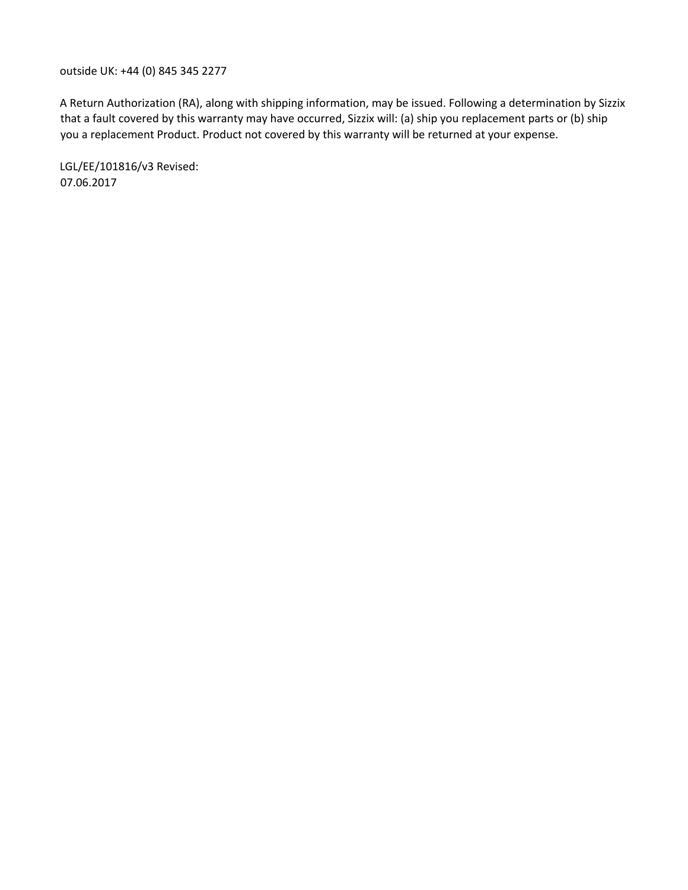outside UK: +44 (0) 845 345 2277

A Return Authorization (RA), along with shipping information, may be issued. Following a determination by Sizzix that a fault covered by this warranty may have occurred, Sizzix will: (a) ship you replacement parts or (b) ship you a replacement Product. Product not covered by this warranty will be returned at your expense.

LGL/EE/101816/v3 Revised:
07.06.2017